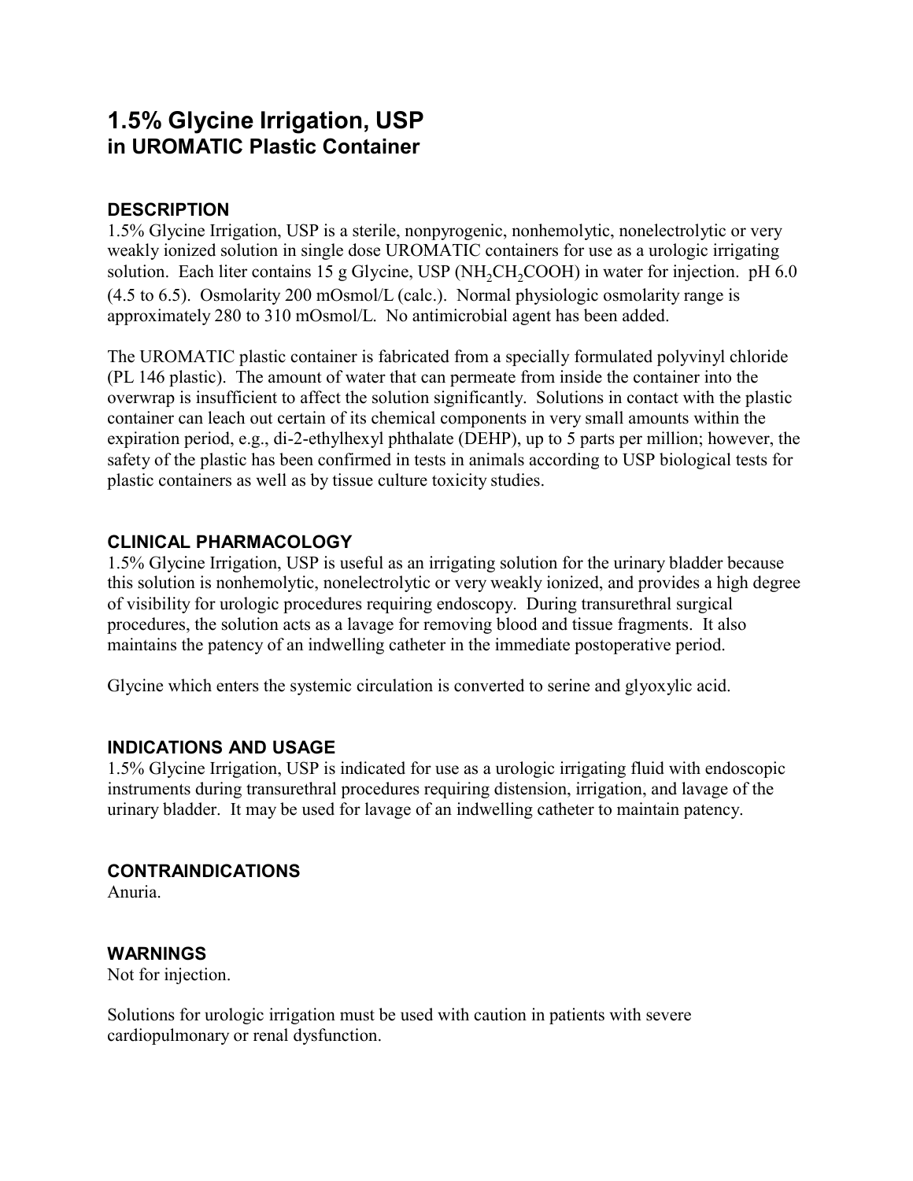# 1.5% Glycine Irrigation, USP
## in UROMATIC Plastic Container

### DESCRIPTION

1.5% Glycine Irrigation, USP is a sterile, nonpyrogenic, nonhemolytic, nonelectrolytic or very weakly ionized solution in single dose UROMATIC containers for use as a urologic irrigating solution. Each liter contains 15 g Glycine, USP ($NH_2CH_2COOH$) in water for injection. pH 6.0 (4.5 to 6.5). Osmolarity 200 mOsmol/L (calc.). Normal physiologic osmolarity range is approximately 280 to 310 mOsmol/L. No antimicrobial agent has been added.

The UROMATIC plastic container is fabricated from a specially formulated polyvinyl chloride (PL 146 plastic). The amount of water that can permeate from inside the container into the overwrap is insufficient to affect the solution significantly. Solutions in contact with the plastic container can leach out certain of its chemical components in very small amounts within the expiration period, e.g., di-2-ethylhexyl phthalate (DEHP), up to 5 parts per million; however, the safety of the plastic has been confirmed in tests in animals according to USP biological tests for plastic containers as well as by tissue culture toxicity studies.

### CLINICAL PHARMACOLOGY

1.5% Glycine Irrigation, USP is useful as an irrigating solution for the urinary bladder because this solution is nonhemolytic, nonelectrolytic or very weakly ionized, and provides a high degree of visibility for urologic procedures requiring endoscopy. During transurethral surgical procedures, the solution acts as a lavage for removing blood and tissue fragments. It also maintains the patency of an indwelling catheter in the immediate postoperative period.

Glycine which enters the systemic circulation is converted to serine and glyoxylic acid.

### INDICATIONS AND USAGE

1.5% Glycine Irrigation, USP is indicated for use as a urologic irrigating fluid with endoscopic instruments during transurethral procedures requiring distension, irrigation, and lavage of the urinary bladder. It may be used for lavage of an indwelling catheter to maintain patency.

### CONTRAINDICATIONS

Anuria.

### WARNINGS

Not for injection.

Solutions for urologic irrigation must be used with caution in patients with severe cardiopulmonary or renal dysfunction.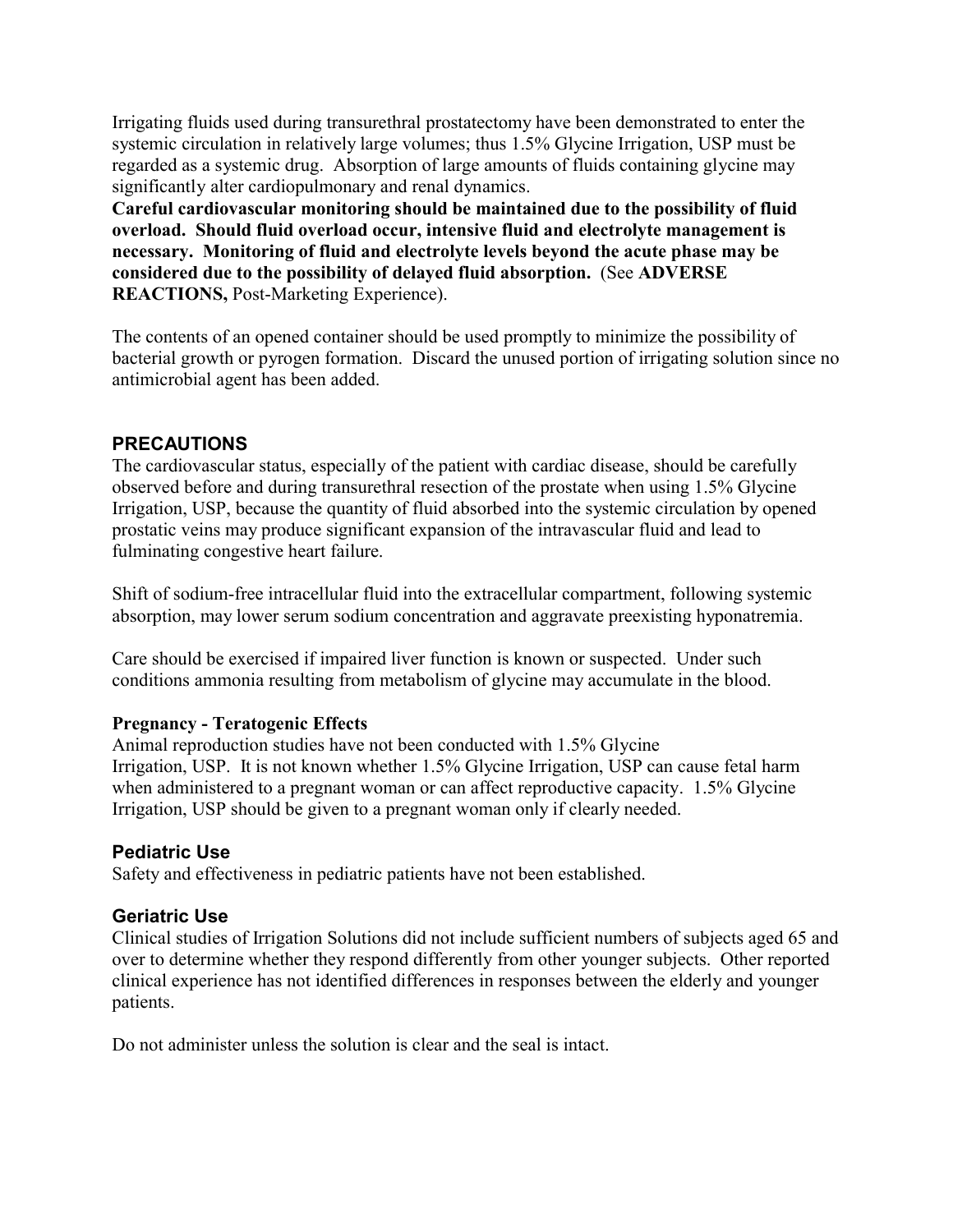Irrigating fluids used during transurethral prostatectomy have been demonstrated to enter the systemic circulation in relatively large volumes; thus 1.5% Glycine Irrigation, USP must be regarded as a systemic drug. Absorption of large amounts of fluids containing glycine may significantly alter cardiopulmonary and renal dynamics.

**Careful cardiovascular monitoring should be maintained due to the possibility of fluid overload. Should fluid overload occur, intensive fluid and electrolyte management is necessary. Monitoring of fluid and electrolyte levels beyond the acute phase may be considered due to the possibility of delayed fluid absorption.** (See **ADVERSE REACTIONS,** Post-Marketing Experience).

The contents of an opened container should be used promptly to minimize the possibility of bacterial growth or pyrogen formation. Discard the unused portion of irrigating solution since no antimicrobial agent has been added.

## PRECAUTIONS

The cardiovascular status, especially of the patient with cardiac disease, should be carefully observed before and during transurethral resection of the prostate when using 1.5% Glycine Irrigation, USP, because the quantity of fluid absorbed into the systemic circulation by opened prostatic veins may produce significant expansion of the intravascular fluid and lead to fulminating congestive heart failure.

Shift of sodium-free intracellular fluid into the extracellular compartment, following systemic absorption, may lower serum sodium concentration and aggravate preexisting hyponatremia.

Care should be exercised if impaired liver function is known or suspected. Under such conditions ammonia resulting from metabolism of glycine may accumulate in the blood.

### Pregnancy - Teratogenic Effects

Animal reproduction studies have not been conducted with 1.5% Glycine Irrigation, USP. It is not known whether 1.5% Glycine Irrigation, USP can cause fetal harm when administered to a pregnant woman or can affect reproductive capacity. 1.5% Glycine Irrigation, USP should be given to a pregnant woman only if clearly needed.

### Pediatric Use

Safety and effectiveness in pediatric patients have not been established.

### Geriatric Use

Clinical studies of Irrigation Solutions did not include sufficient numbers of subjects aged 65 and over to determine whether they respond differently from other younger subjects. Other reported clinical experience has not identified differences in responses between the elderly and younger patients.

Do not administer unless the solution is clear and the seal is intact.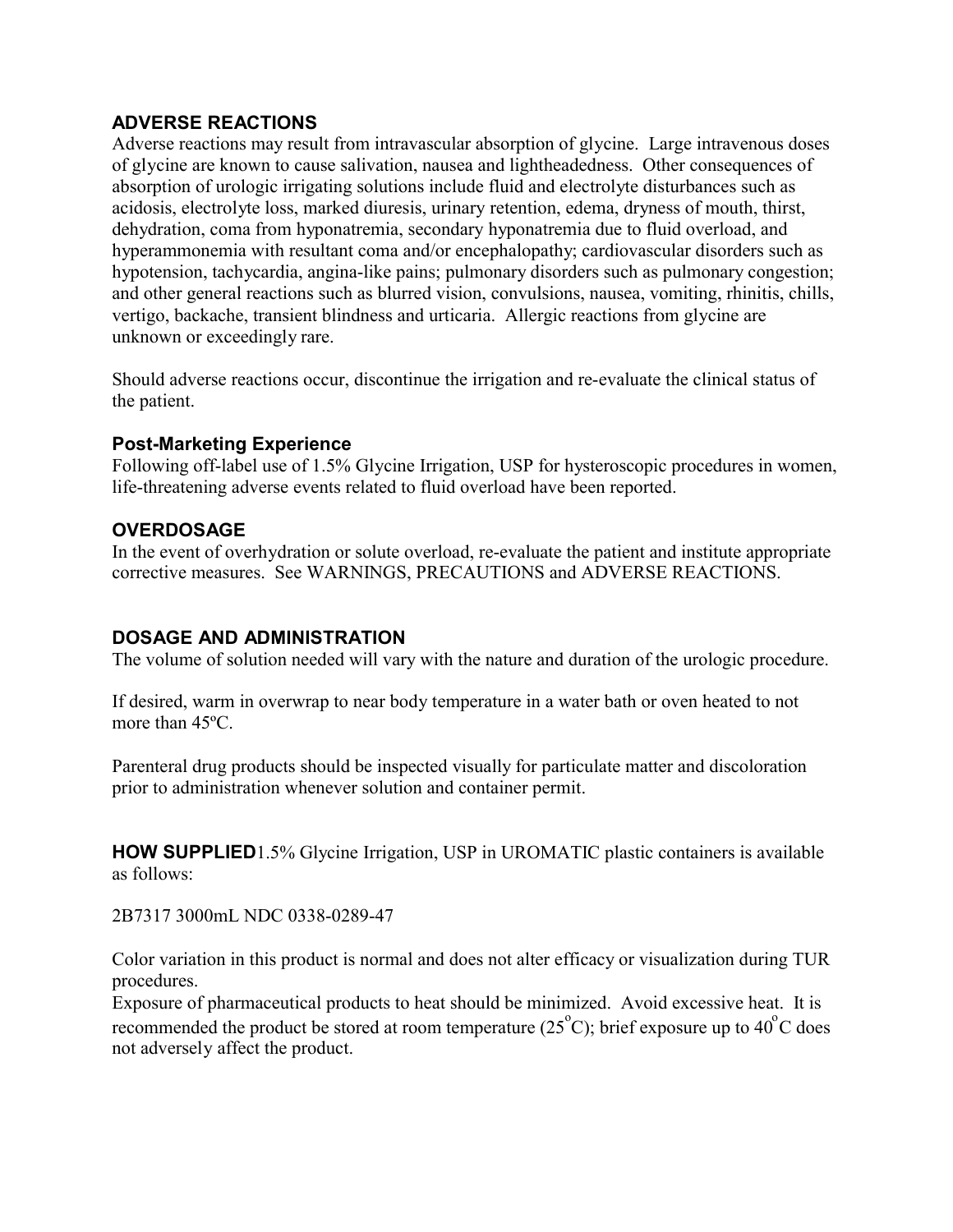## ADVERSE REACTIONS

Adverse reactions may result from intravascular absorption of glycine. Large intravenous doses of glycine are known to cause salivation, nausea and lightheadedness. Other consequences of absorption of urologic irrigating solutions include fluid and electrolyte disturbances such as acidosis, electrolyte loss, marked diuresis, urinary retention, edema, dryness of mouth, thirst, dehydration, coma from hyponatremia, secondary hyponatremia due to fluid overload, and hyperammonemia with resultant coma and/or encephalopathy; cardiovascular disorders such as hypotension, tachycardia, angina-like pains; pulmonary disorders such as pulmonary congestion; and other general reactions such as blurred vision, convulsions, nausea, vomiting, rhinitis, chills, vertigo, backache, transient blindness and urticaria. Allergic reactions from glycine are unknown or exceedingly rare.

Should adverse reactions occur, discontinue the irrigation and re-evaluate the clinical status of the patient.

### Post-Marketing Experience

Following off-label use of 1.5% Glycine Irrigation, USP for hysteroscopic procedures in women, life-threatening adverse events related to fluid overload have been reported.

## OVERDOSAGE

In the event of overhydration or solute overload, re-evaluate the patient and institute appropriate corrective measures. See WARNINGS, PRECAUTIONS and ADVERSE REACTIONS.

## DOSAGE AND ADMINISTRATION

The volume of solution needed will vary with the nature and duration of the urologic procedure.

If desired, warm in overwrap to near body temperature in a water bath or oven heated to not more than 45ºC.

Parenteral drug products should be inspected visually for particulate matter and discoloration prior to administration whenever solution and container permit.

**HOW SUPPLIED**1.5% Glycine Irrigation, USP in UROMATIC plastic containers is available as follows:

2B7317 3000mL NDC 0338-0289-47

Color variation in this product is normal and does not alter efficacy or visualization during TUR procedures.

Exposure of pharmaceutical products to heat should be minimized. Avoid excessive heat. It is recommended the product be stored at room temperature (25°C); brief exposure up to 40°C does not adversely affect the product.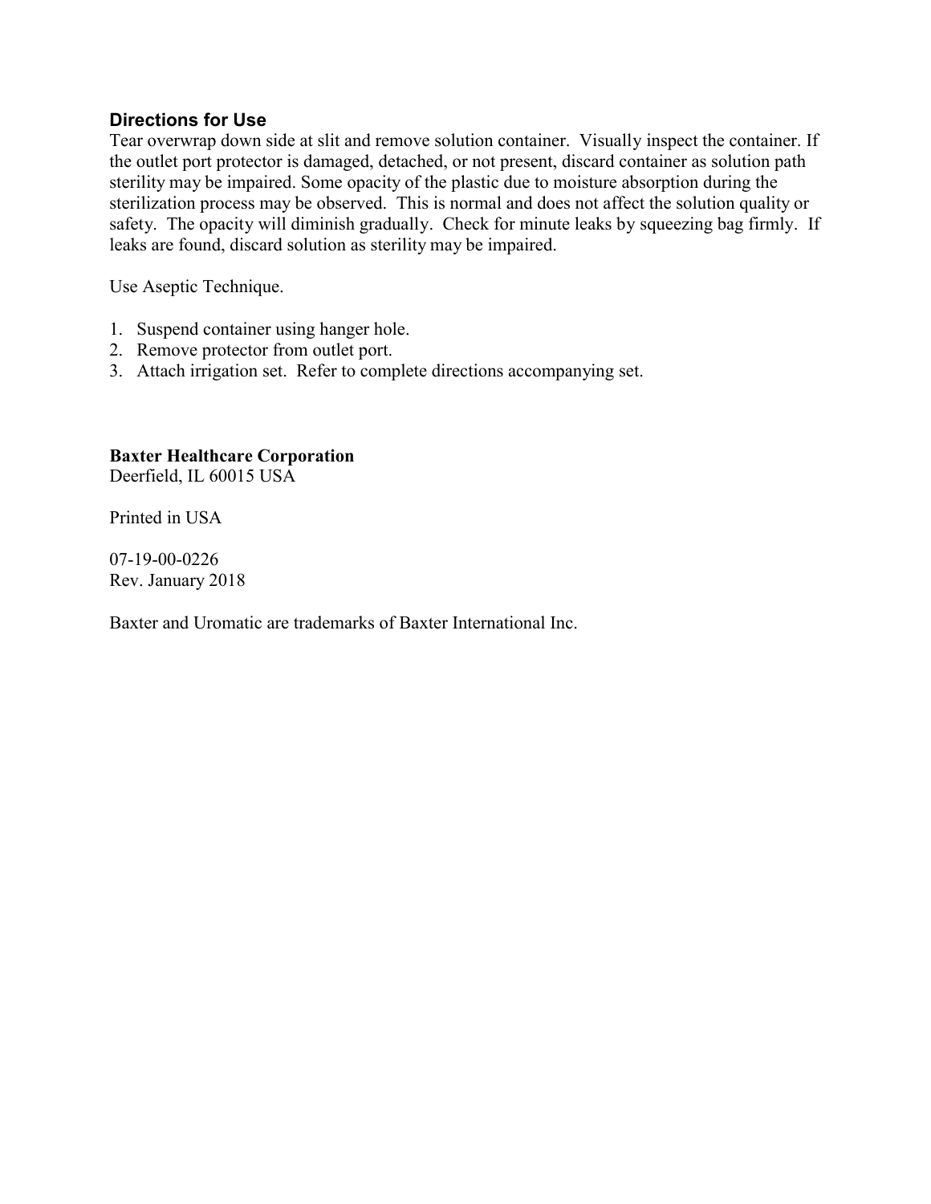### Directions for Use

Tear overwrap down side at slit and remove solution container. Visually inspect the container. If the outlet port protector is damaged, detached, or not present, discard container as solution path sterility may be impaired. Some opacity of the plastic due to moisture absorption during the sterilization process may be observed. This is normal and does not affect the solution quality or safety. The opacity will diminish gradually. Check for minute leaks by squeezing bag firmly. If leaks are found, discard solution as sterility may be impaired.

Use Aseptic Technique.

1. Suspend container using hanger hole.
2. Remove protector from outlet port.
3. Attach irrigation set. Refer to complete directions accompanying set.

**Baxter Healthcare Corporation**
Deerfield, IL 60015 USA

Printed in USA

07-19-00-0226
Rev. January 2018

Baxter and Uromatic are trademarks of Baxter International Inc.